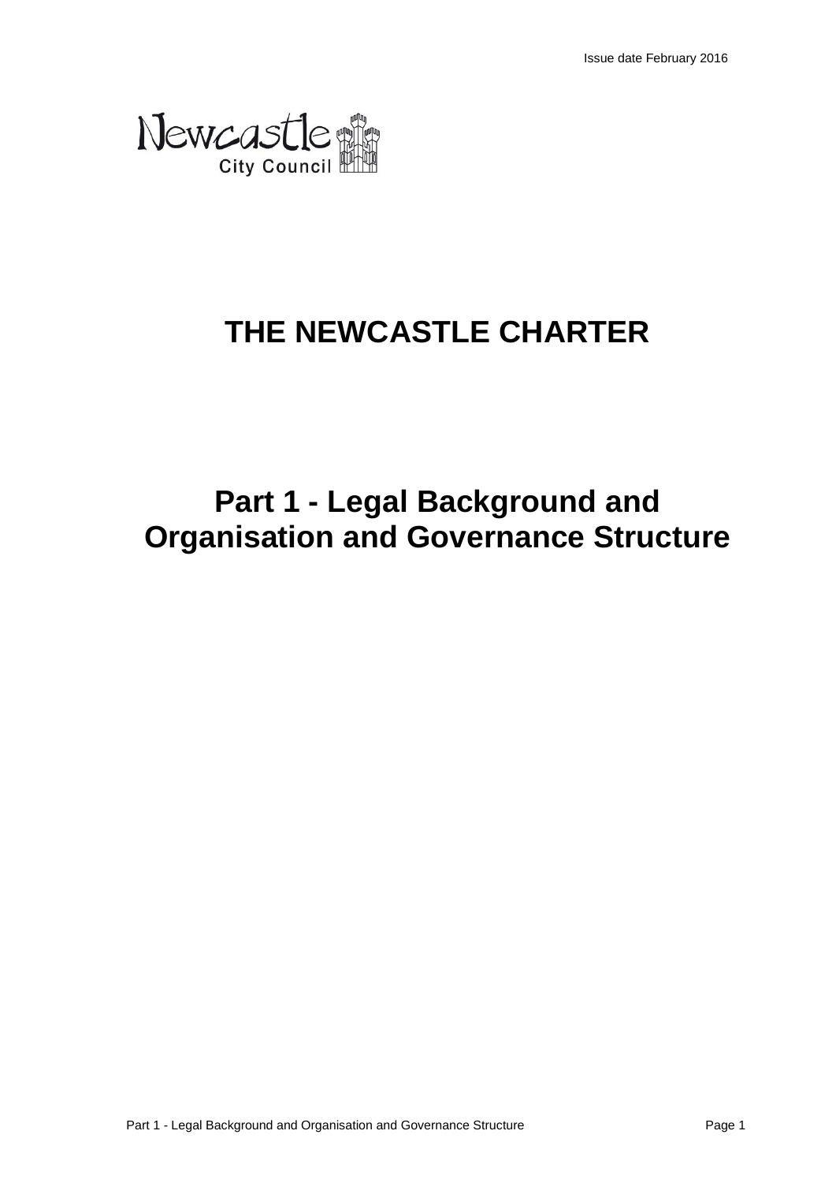Issue date February 2016

Newcastle City Council

# THE NEWCASTLE CHARTER

## Part 1 - Legal Background and Organisation and Governance Structure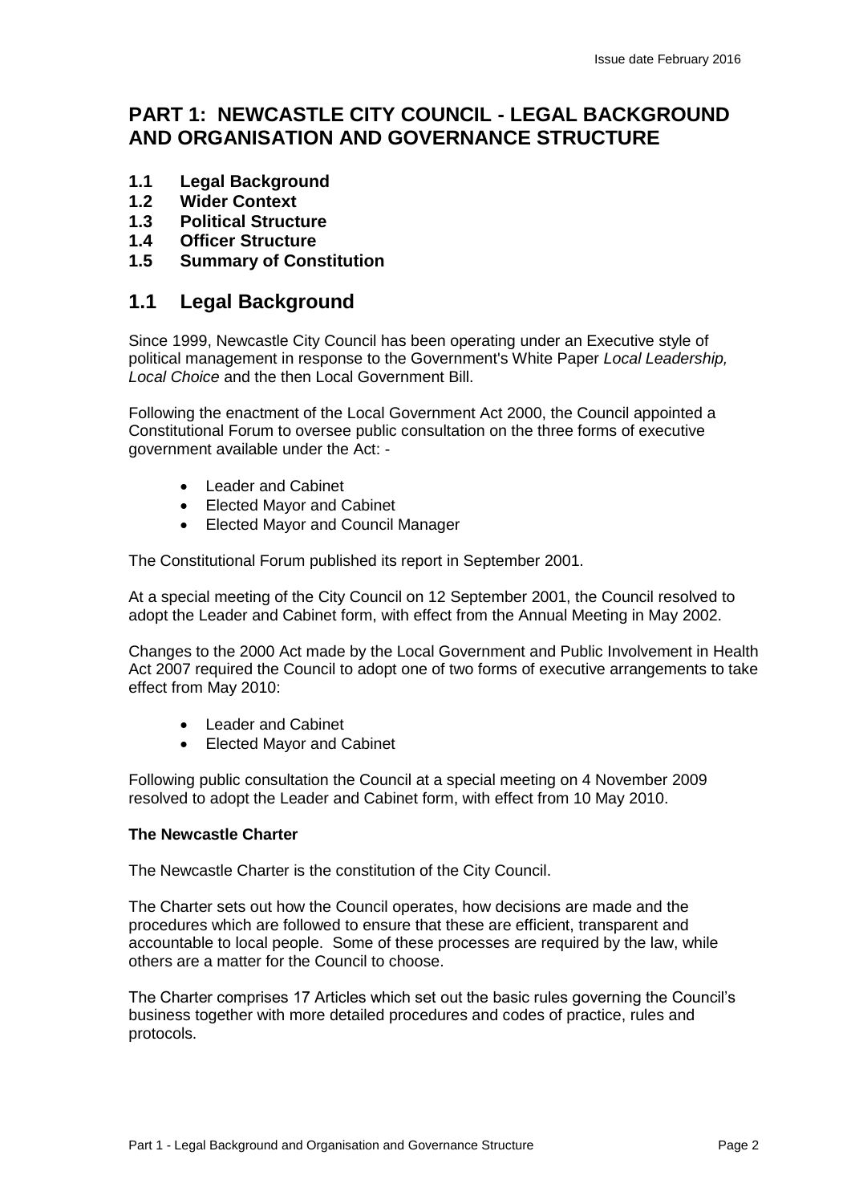# PART 1: NEWCASTLE CITY COUNCIL - LEGAL BACKGROUND AND ORGANISATION AND GOVERNANCE STRUCTURE

**1.1 Legal Background**
**1.2 Wider Context**
**1.3 Political Structure**
**1.4 Officer Structure**
**1.5 Summary of Constitution**

## 1.1 Legal Background

Since 1999, Newcastle City Council has been operating under an Executive style of political management in response to the Government's White Paper *Local Leadership, Local Choice* and the then Local Government Bill.

Following the enactment of the Local Government Act 2000, the Council appointed a Constitutional Forum to oversee public consultation on the three forms of executive government available under the Act: -

- Leader and Cabinet
- Elected Mayor and Cabinet
- Elected Mayor and Council Manager

The Constitutional Forum published its report in September 2001.

At a special meeting of the City Council on 12 September 2001, the Council resolved to adopt the Leader and Cabinet form, with effect from the Annual Meeting in May 2002.

Changes to the 2000 Act made by the Local Government and Public Involvement in Health Act 2007 required the Council to adopt one of two forms of executive arrangements to take effect from May 2010:

- Leader and Cabinet
- Elected Mayor and Cabinet

Following public consultation the Council at a special meeting on 4 November 2009 resolved to adopt the Leader and Cabinet form, with effect from 10 May 2010.

**The Newcastle Charter**

The Newcastle Charter is the constitution of the City Council.

The Charter sets out how the Council operates, how decisions are made and the procedures which are followed to ensure that these are efficient, transparent and accountable to local people. Some of these processes are required by the law, while others are a matter for the Council to choose.

The Charter comprises 17 Articles which set out the basic rules governing the Council's business together with more detailed procedures and codes of practice, rules and protocols.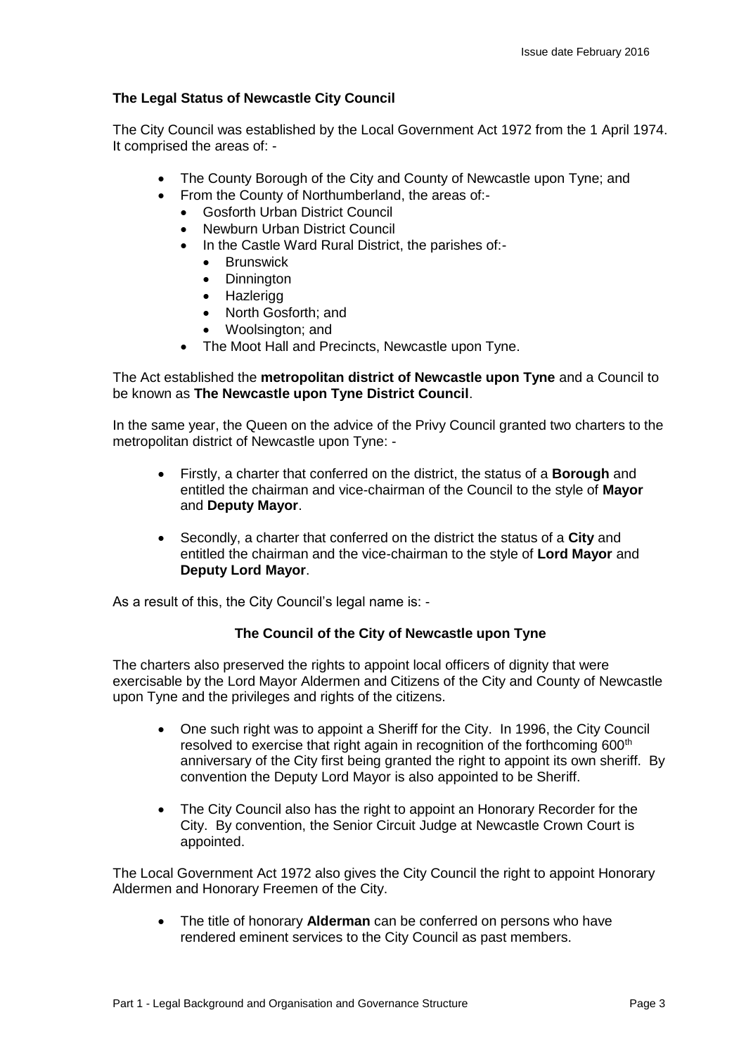**The Legal Status of Newcastle City Council**

The City Council was established by the Local Government Act 1972 from the 1 April 1974. It comprised the areas of: -

- The County Borough of the City and County of Newcastle upon Tyne; and
- From the County of Northumberland, the areas of:-
  - Gosforth Urban District Council
  - Newburn Urban District Council
  - In the Castle Ward Rural District, the parishes of:-
    - Brunswick
    - Dinnington
    - Hazlerigg
    - North Gosforth; and
    - Woolsington; and
  - The Moot Hall and Precincts, Newcastle upon Tyne.

The Act established the **metropolitan district of Newcastle upon Tyne** and a Council to be known as **The Newcastle upon Tyne District Council**.

In the same year, the Queen on the advice of the Privy Council granted two charters to the metropolitan district of Newcastle upon Tyne: -

- Firstly, a charter that conferred on the district, the status of a **Borough** and entitled the chairman and vice-chairman of the Council to the style of **Mayor** and **Deputy Mayor**.

- Secondly, a charter that conferred on the district the status of a **City** and entitled the chairman and the vice-chairman to the style of **Lord Mayor** and **Deputy Lord Mayor**.

As a result of this, the City Council's legal name is: -

**The Council of the City of Newcastle upon Tyne**

The charters also preserved the rights to appoint local officers of dignity that were exercisable by the Lord Mayor Aldermen and Citizens of the City and County of Newcastle upon Tyne and the privileges and rights of the citizens.

- One such right was to appoint a Sheriff for the City. In 1996, the City Council resolved to exercise that right again in recognition of the forthcoming 600th anniversary of the City first being granted the right to appoint its own sheriff. By convention the Deputy Lord Mayor is also appointed to be Sheriff.

- The City Council also has the right to appoint an Honorary Recorder for the City. By convention, the Senior Circuit Judge at Newcastle Crown Court is appointed.

The Local Government Act 1972 also gives the City Council the right to appoint Honorary Aldermen and Honorary Freemen of the City.

- The title of honorary **Alderman** can be conferred on persons who have rendered eminent services to the City Council as past members.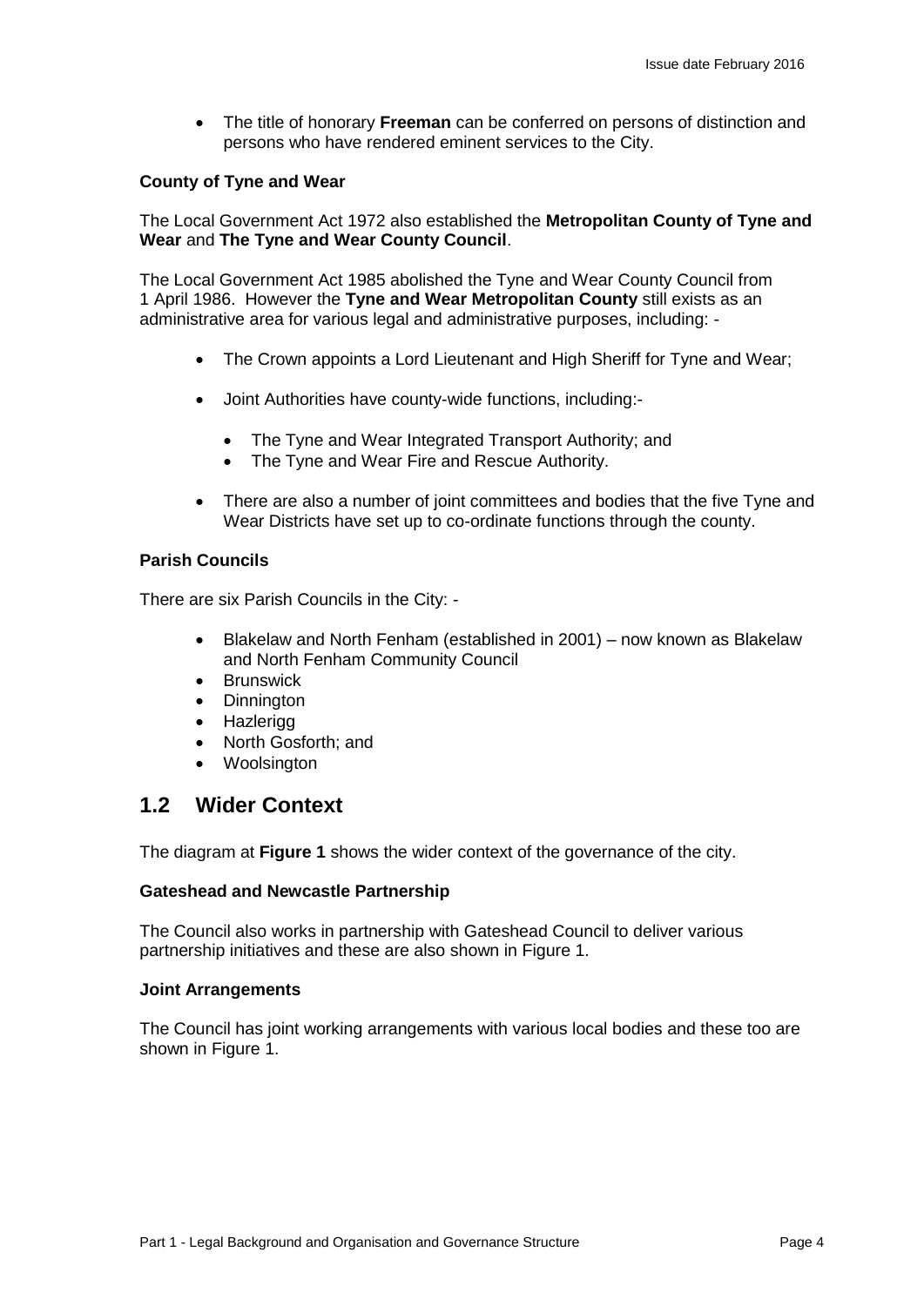- The title of honorary **Freeman** can be conferred on persons of distinction and persons who have rendered eminent services to the City.

**County of Tyne and Wear**

The Local Government Act 1972 also established the **Metropolitan County of Tyne and Wear** and **The Tyne and Wear County Council**.

The Local Government Act 1985 abolished the Tyne and Wear County Council from 1 April 1986. However the **Tyne and Wear Metropolitan County** still exists as an administrative area for various legal and administrative purposes, including: -

- The Crown appoints a Lord Lieutenant and High Sheriff for Tyne and Wear;
- Joint Authorities have county-wide functions, including:-
  - The Tyne and Wear Integrated Transport Authority; and
  - The Tyne and Wear Fire and Rescue Authority.
- There are also a number of joint committees and bodies that the five Tyne and Wear Districts have set up to co-ordinate functions through the county.

**Parish Councils**

There are six Parish Councils in the City: -

- Blakelaw and North Fenham (established in 2001) – now known as Blakelaw and North Fenham Community Council
- Brunswick
- Dinnington
- Hazlerigg
- North Gosforth; and
- Woolsington

## 1.2 Wider Context

The diagram at **Figure 1** shows the wider context of the governance of the city.

**Gateshead and Newcastle Partnership**

The Council also works in partnership with Gateshead Council to deliver various partnership initiatives and these are also shown in Figure 1.

**Joint Arrangements**

The Council has joint working arrangements with various local bodies and these too are shown in Figure 1.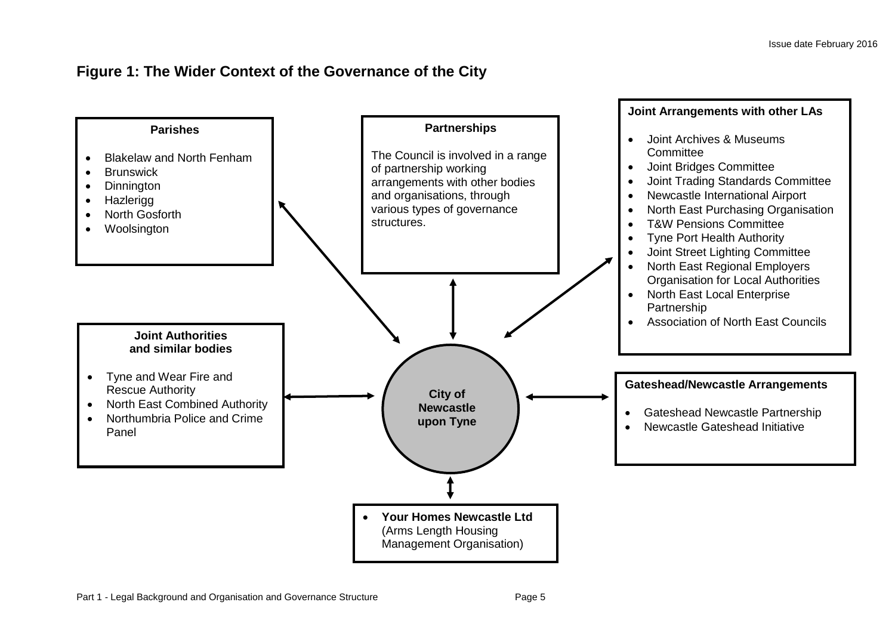## Figure 1: The Wider Context of the Governance of the City

### City of Newcastle upon Tyne

**Parishes**

- Blakelaw and North Fenham
- Brunswick
- Dinnington
- Hazlerigg
- North Gosforth
- Woolsington

**Partnerships**

The Council is involved in a range of partnership working arrangements with other bodies and organisations, through various types of governance structures.

**Joint Arrangements with other LAs**

- Joint Archives & Museums Committee
- Joint Bridges Committee
- Joint Trading Standards Committee
- Newcastle International Airport
- North East Purchasing Organisation
- T&W Pensions Committee
- Tyne Port Health Authority
- Joint Street Lighting Committee
- North East Regional Employers Organisation for Local Authorities
- North East Local Enterprise Partnership
- Association of North East Councils

**Joint Authorities and similar bodies**

- Tyne and Wear Fire and Rescue Authority
- North East Combined Authority
- Northumbria Police and Crime Panel

**Gateshead/Newcastle Arrangements**

- Gateshead Newcastle Partnership
- Newcastle Gateshead Initiative

- **Your Homes Newcastle Ltd** (Arms Length Housing Management Organisation)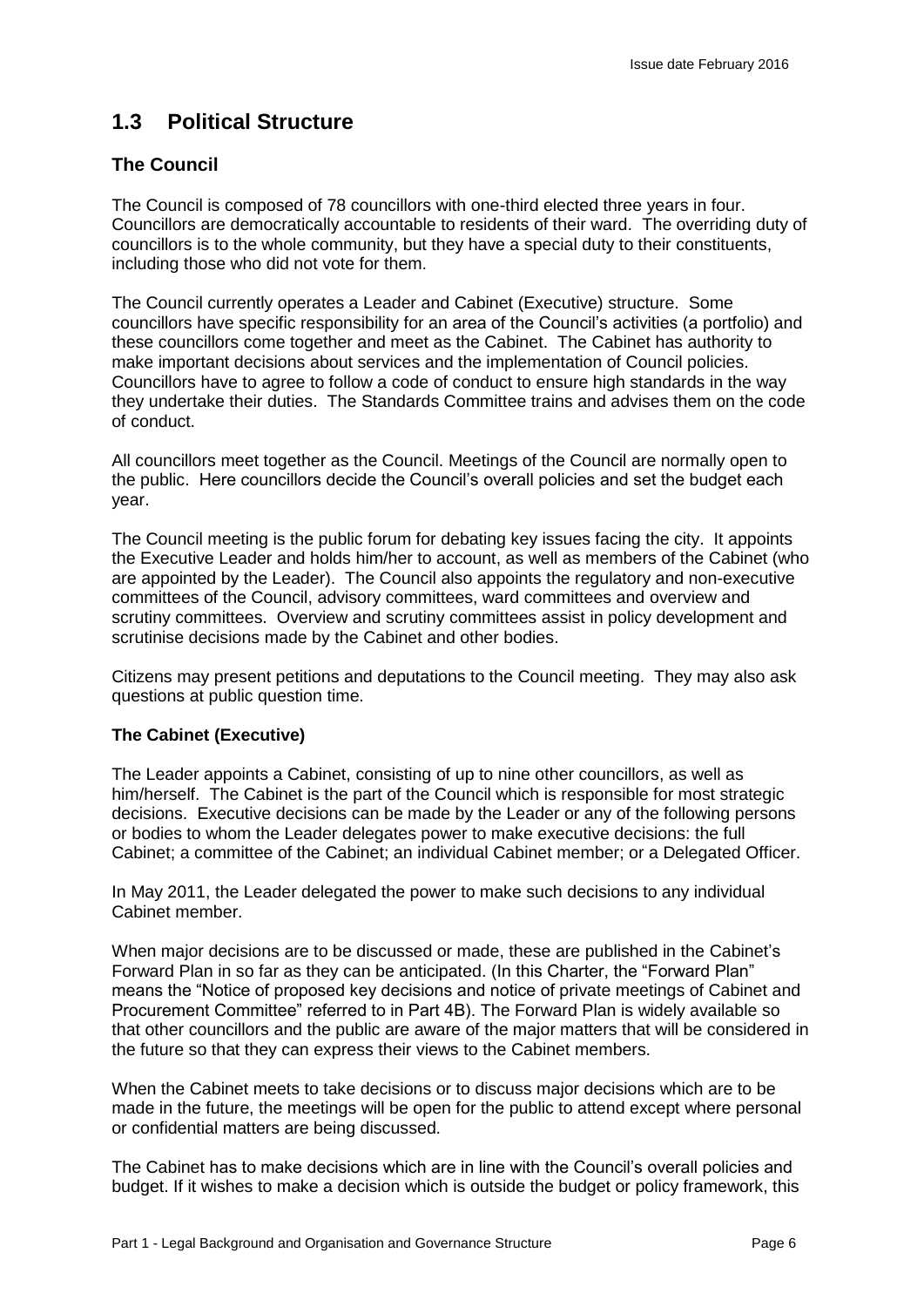## 1.3 Political Structure

### The Council

The Council is composed of 78 councillors with one-third elected three years in four. Councillors are democratically accountable to residents of their ward. The overriding duty of councillors is to the whole community, but they have a special duty to their constituents, including those who did not vote for them.

The Council currently operates a Leader and Cabinet (Executive) structure. Some councillors have specific responsibility for an area of the Council's activities (a portfolio) and these councillors come together and meet as the Cabinet. The Cabinet has authority to make important decisions about services and the implementation of Council policies. Councillors have to agree to follow a code of conduct to ensure high standards in the way they undertake their duties. The Standards Committee trains and advises them on the code of conduct.

All councillors meet together as the Council. Meetings of the Council are normally open to the public. Here councillors decide the Council's overall policies and set the budget each year.

The Council meeting is the public forum for debating key issues facing the city. It appoints the Executive Leader and holds him/her to account, as well as members of the Cabinet (who are appointed by the Leader). The Council also appoints the regulatory and non-executive committees of the Council, advisory committees, ward committees and overview and scrutiny committees. Overview and scrutiny committees assist in policy development and scrutinise decisions made by the Cabinet and other bodies.

Citizens may present petitions and deputations to the Council meeting. They may also ask questions at public question time.

#### The Cabinet (Executive)

The Leader appoints a Cabinet, consisting of up to nine other councillors, as well as him/herself. The Cabinet is the part of the Council which is responsible for most strategic decisions. Executive decisions can be made by the Leader or any of the following persons or bodies to whom the Leader delegates power to make executive decisions: the full Cabinet; a committee of the Cabinet; an individual Cabinet member; or a Delegated Officer.

In May 2011, the Leader delegated the power to make such decisions to any individual Cabinet member.

When major decisions are to be discussed or made, these are published in the Cabinet's Forward Plan in so far as they can be anticipated. (In this Charter, the "Forward Plan" means the "Notice of proposed key decisions and notice of private meetings of Cabinet and Procurement Committee" referred to in Part 4B). The Forward Plan is widely available so that other councillors and the public are aware of the major matters that will be considered in the future so that they can express their views to the Cabinet members.

When the Cabinet meets to take decisions or to discuss major decisions which are to be made in the future, the meetings will be open for the public to attend except where personal or confidential matters are being discussed.

The Cabinet has to make decisions which are in line with the Council's overall policies and budget. If it wishes to make a decision which is outside the budget or policy framework, this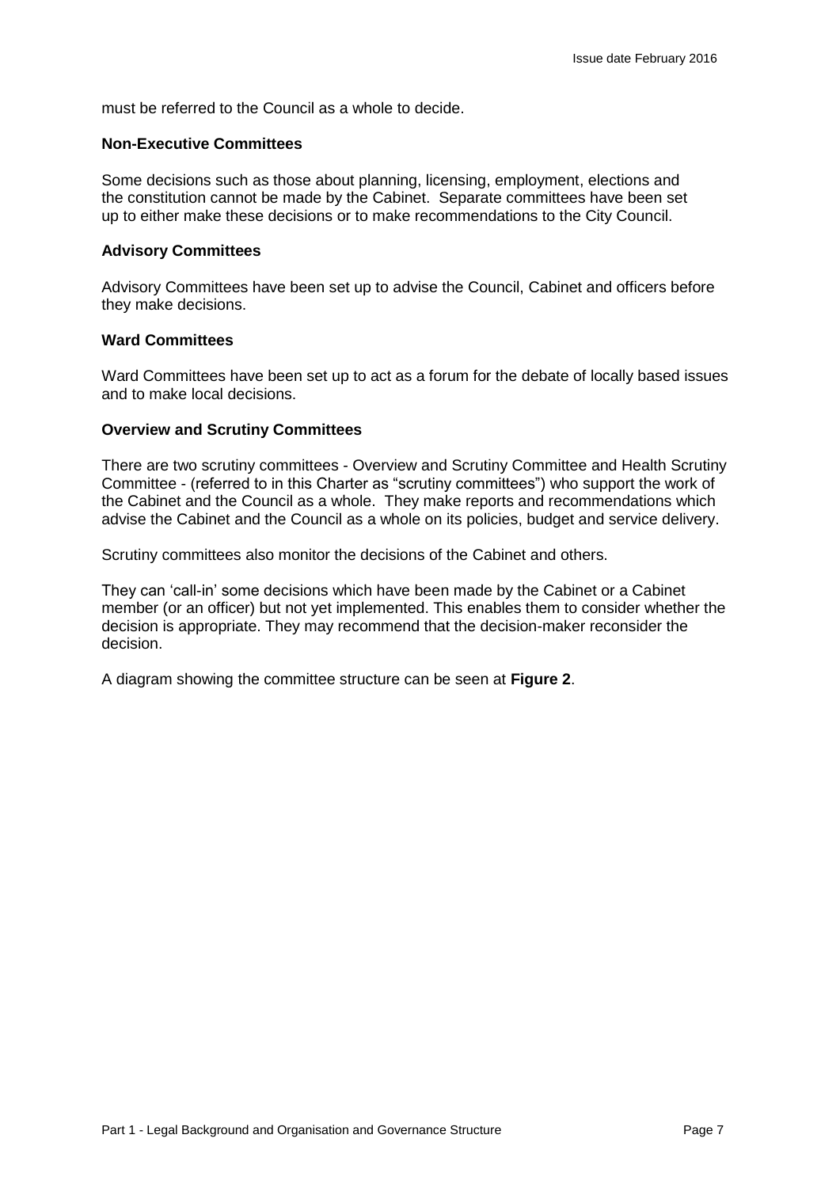must be referred to the Council as a whole to decide.

### Non-Executive Committees

Some decisions such as those about planning, licensing, employment, elections and the constitution cannot be made by the Cabinet. Separate committees have been set up to either make these decisions or to make recommendations to the City Council.

### Advisory Committees

Advisory Committees have been set up to advise the Council, Cabinet and officers before they make decisions.

### Ward Committees

Ward Committees have been set up to act as a forum for the debate of locally based issues and to make local decisions.

### Overview and Scrutiny Committees

There are two scrutiny committees - Overview and Scrutiny Committee and Health Scrutiny Committee - (referred to in this Charter as "scrutiny committees") who support the work of the Cabinet and the Council as a whole. They make reports and recommendations which advise the Cabinet and the Council as a whole on its policies, budget and service delivery.

Scrutiny committees also monitor the decisions of the Cabinet and others.

They can 'call-in' some decisions which have been made by the Cabinet or a Cabinet member (or an officer) but not yet implemented. This enables them to consider whether the decision is appropriate. They may recommend that the decision-maker reconsider the decision.

A diagram showing the committee structure can be seen at **Figure 2**.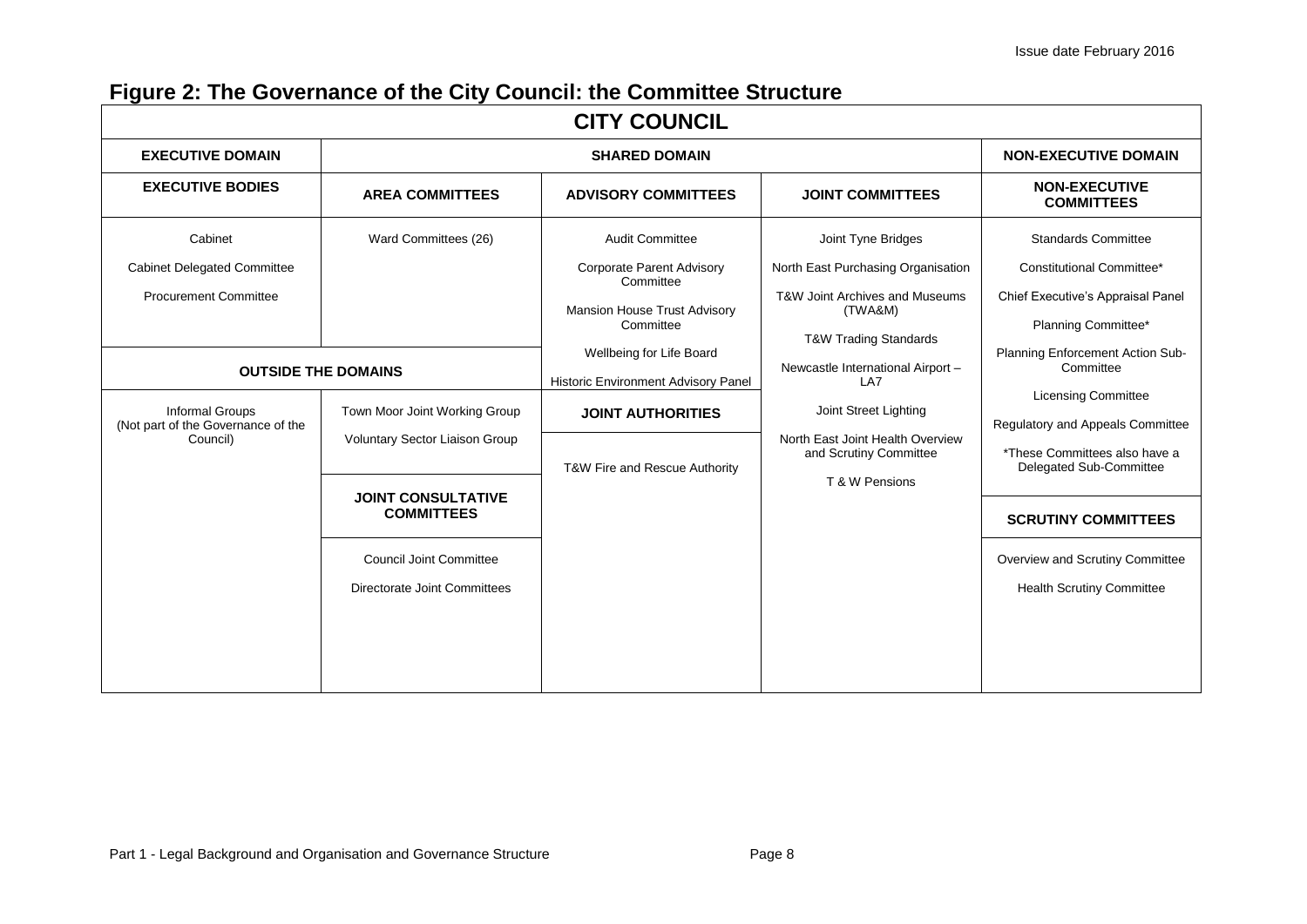## Figure 2: The Governance of the City Council: the Committee Structure

| CITY COUNCIL | | | | |
|---|---|---|---|---|
| **EXECUTIVE DOMAIN** | **SHARED DOMAIN** | | | **NON-EXECUTIVE DOMAIN** |
| **EXECUTIVE BODIES** | **AREA COMMITTEES** | **ADVISORY COMMITTEES** | **JOINT COMMITTEES** | **NON-EXECUTIVE COMMITTEES** |
| Cabinet<br>Cabinet Delegated Committee<br>Procurement Committee | Ward Committees (26) | Audit Committee<br>Corporate Parent Advisory Committee<br>Mansion House Trust Advisory Committee<br>Wellbeing for Life Board<br>Historic Environment Advisory Panel | Joint Tyne Bridges<br>North East Purchasing Organisation<br>T&W Joint Archives and Museums (TWA&M)<br>T&W Trading Standards<br>Newcastle International Airport – LA7<br>Joint Street Lighting<br>North East Joint Health Overview and Scrutiny Committee<br>T & W Pensions | Standards Committee<br>Constitutional Committee*<br>Chief Executive's Appraisal Panel<br>Planning Committee*<br>Planning Enforcement Action Sub-Committee<br>Licensing Committee<br>Regulatory and Appeals Committee<br>*These Committees also have a Delegated Sub-Committee |
| **OUTSIDE THE DOMAINS** | | **JOINT AUTHORITIES** | | **SCRUTINY COMMITTEES** |
| Informal Groups (Not part of the Governance of the Council) | Town Moor Joint Working Group<br>Voluntary Sector Liaison Group | T&W Fire and Rescue Authority | | Overview and Scrutiny Committee<br>Health Scrutiny Committee |
| | **JOINT CONSULTATIVE COMMITTEES** | | | |
| | Council Joint Committee<br>Directorate Joint Committees | | | |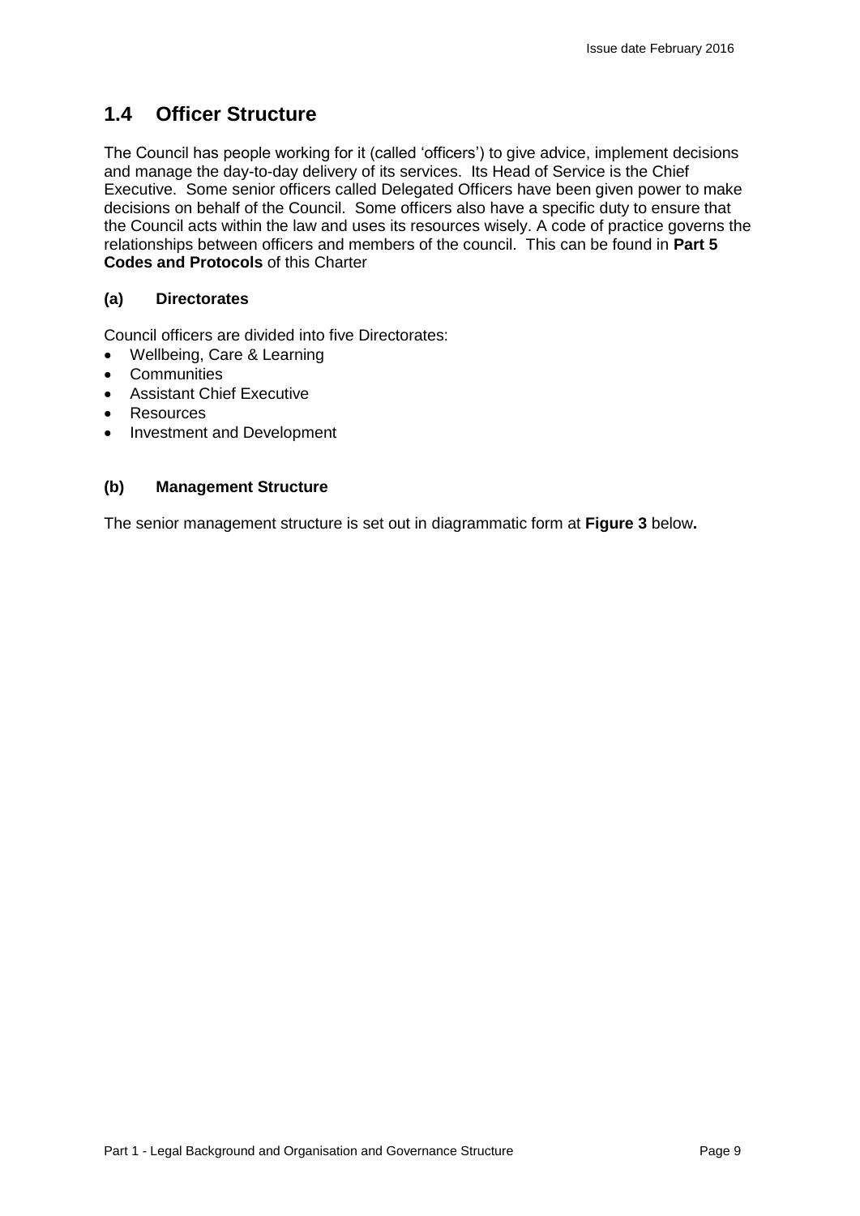## 1.4 Officer Structure

The Council has people working for it (called 'officers') to give advice, implement decisions and manage the day-to-day delivery of its services. Its Head of Service is the Chief Executive. Some senior officers called Delegated Officers have been given power to make decisions on behalf of the Council. Some officers also have a specific duty to ensure that the Council acts within the law and uses its resources wisely. A code of practice governs the relationships between officers and members of the council. This can be found in **Part 5 Codes and Protocols** of this Charter

### (a) Directorates

Council officers are divided into five Directorates:

- Wellbeing, Care & Learning
- Communities
- Assistant Chief Executive
- Resources
- Investment and Development

### (b) Management Structure

The senior management structure is set out in diagrammatic form at **Figure 3** below**.**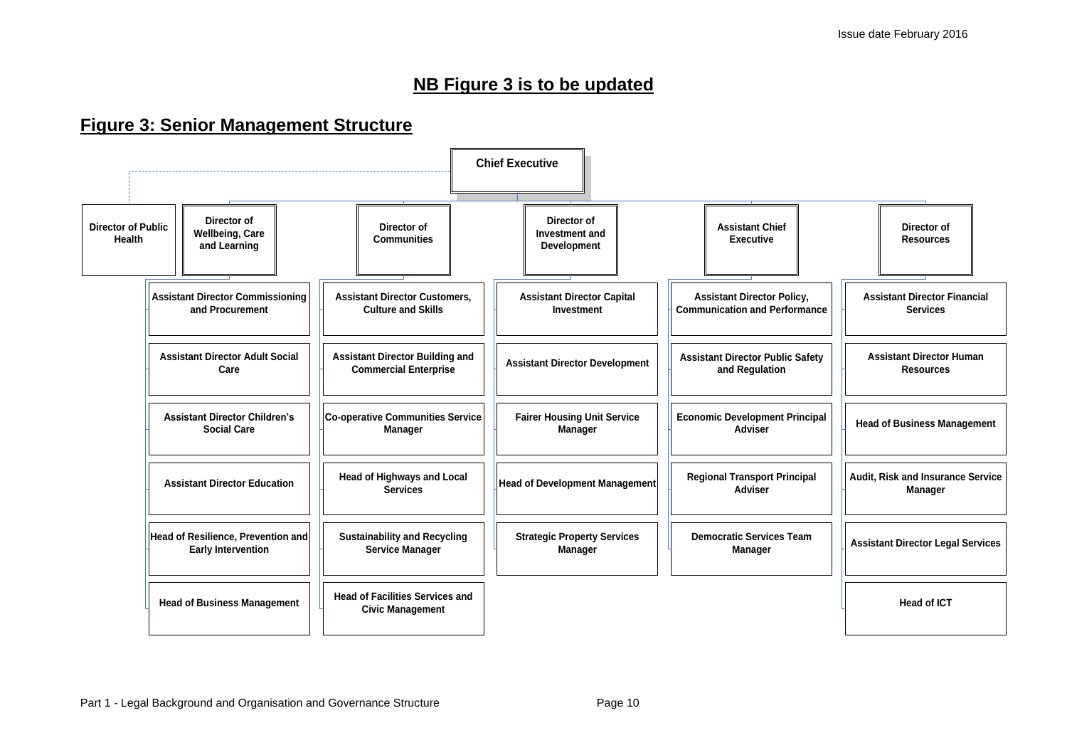## NB Figure 3 is to be updated

## Figure 3: Senior Management Structure

**Chief Executive**

- **Director of Public Health**
- **Director of Wellbeing, Care and Learning**
  - Assistant Director Commissioning and Procurement
  - Assistant Director Adult Social Care
  - Assistant Director Children's Social Care
  - Assistant Director Education
  - Head of Resilience, Prevention and Early Intervention
  - Head of Business Management
- **Director of Communities**
  - Assistant Director Customers, Culture and Skills
  - Assistant Director Building and Commercial Enterprise
  - Co-operative Communities Service Manager
  - Head of Highways and Local Services
  - Sustainability and Recycling Service Manager
  - Head of Facilities Services and Civic Management
- **Director of Investment and Development**
  - Assistant Director Capital Investment
  - Assistant Director Development
  - Fairer Housing Unit Service Manager
  - Head of Development Management
  - Strategic Property Services Manager
- **Assistant Chief Executive**
  - Assistant Director Policy, Communication and Performance
  - Assistant Director Public Safety and Regulation
  - Economic Development Principal Adviser
  - Regional Transport Principal Adviser
  - Democratic Services Team Manager
- **Director of Resources**
  - Assistant Director Financial Services
  - Assistant Director Human Resources
  - Head of Business Management
  - Audit, Risk and Insurance Service Manager
  - Assistant Director Legal Services
  - Head of ICT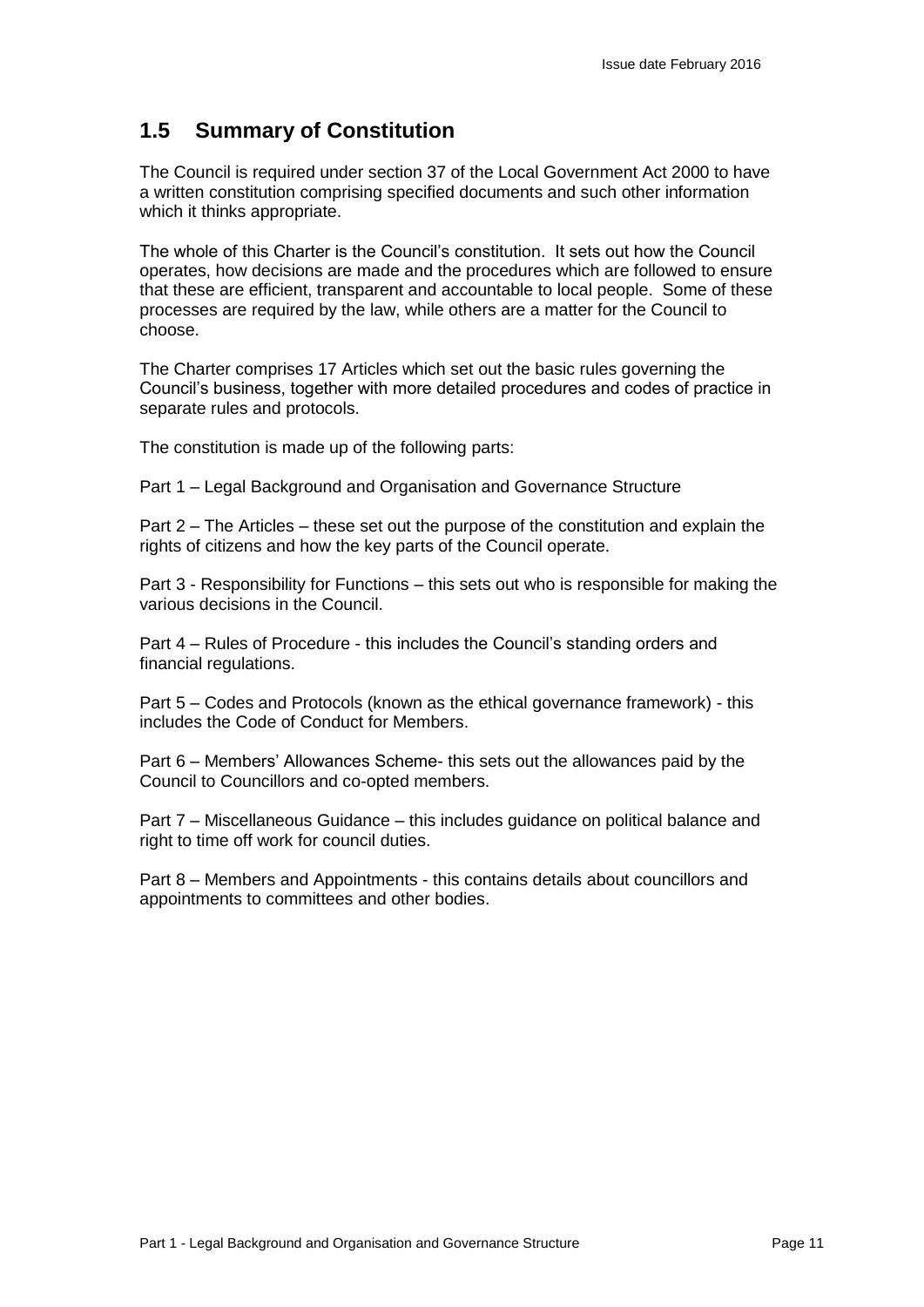## 1.5 Summary of Constitution

The Council is required under section 37 of the Local Government Act 2000 to have a written constitution comprising specified documents and such other information which it thinks appropriate.

The whole of this Charter is the Council's constitution. It sets out how the Council operates, how decisions are made and the procedures which are followed to ensure that these are efficient, transparent and accountable to local people. Some of these processes are required by the law, while others are a matter for the Council to choose.

The Charter comprises 17 Articles which set out the basic rules governing the Council's business, together with more detailed procedures and codes of practice in separate rules and protocols.

The constitution is made up of the following parts:

Part 1 – Legal Background and Organisation and Governance Structure

Part 2 – The Articles – these set out the purpose of the constitution and explain the rights of citizens and how the key parts of the Council operate.

Part 3 - Responsibility for Functions – this sets out who is responsible for making the various decisions in the Council.

Part 4 – Rules of Procedure - this includes the Council's standing orders and financial regulations.

Part 5 – Codes and Protocols (known as the ethical governance framework) - this includes the Code of Conduct for Members.

Part 6 – Members' Allowances Scheme- this sets out the allowances paid by the Council to Councillors and co-opted members.

Part 7 – Miscellaneous Guidance – this includes guidance on political balance and right to time off work for council duties.

Part 8 – Members and Appointments - this contains details about councillors and appointments to committees and other bodies.